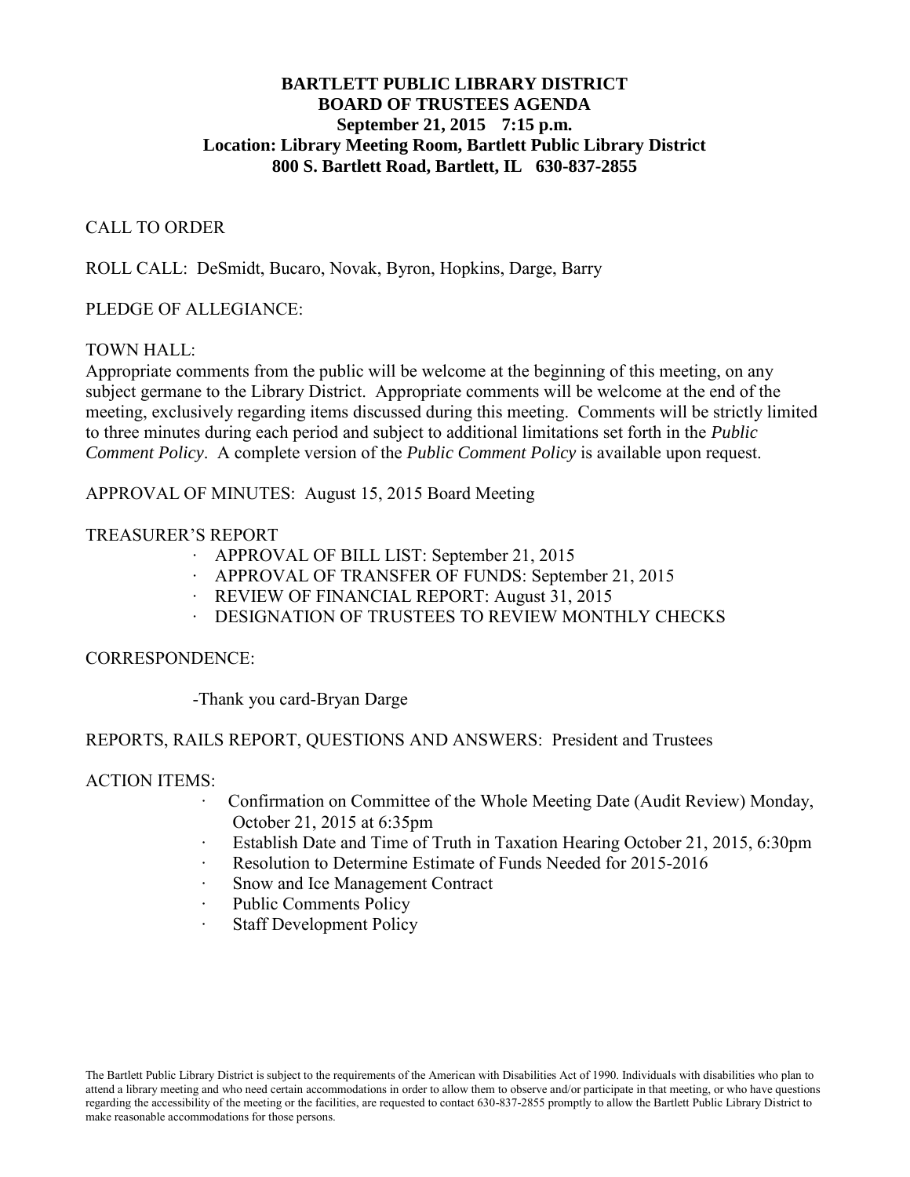**BARTLETT PUBLIC LIBRARY DISTRICT**
**BOARD OF TRUSTEES AGENDA**
**September 21, 2015 7:15 p.m.**
**Location: Library Meeting Room, Bartlett Public Library District**
**800 S. Bartlett Road, Bartlett, IL 630-837-2855**

CALL TO ORDER

ROLL CALL: DeSmidt, Bucaro, Novak, Byron, Hopkins, Darge, Barry

PLEDGE OF ALLEGIANCE:

TOWN HALL:
Appropriate comments from the public will be welcome at the beginning of this meeting, on any subject germane to the Library District. Appropriate comments will be welcome at the end of the meeting, exclusively regarding items discussed during this meeting. Comments will be strictly limited to three minutes during each period and subject to additional limitations set forth in the *Public Comment Policy*. A complete version of the *Public Comment Policy* is available upon request.

APPROVAL OF MINUTES: August 15, 2015 Board Meeting

TREASURER'S REPORT

- APPROVAL OF BILL LIST: September 21, 2015
- APPROVAL OF TRANSFER OF FUNDS: September 21, 2015
- REVIEW OF FINANCIAL REPORT: August 31, 2015
- DESIGNATION OF TRUSTEES TO REVIEW MONTHLY CHECKS

CORRESPONDENCE:

-Thank you card-Bryan Darge

REPORTS, RAILS REPORT, QUESTIONS AND ANSWERS: President and Trustees

ACTION ITEMS:

- Confirmation on Committee of the Whole Meeting Date (Audit Review) Monday, October 21, 2015 at 6:35pm
- Establish Date and Time of Truth in Taxation Hearing October 21, 2015, 6:30pm
- Resolution to Determine Estimate of Funds Needed for 2015-2016
- Snow and Ice Management Contract
- Public Comments Policy
- Staff Development Policy

The Bartlett Public Library District is subject to the requirements of the American with Disabilities Act of 1990. Individuals with disabilities who plan to attend a library meeting and who need certain accommodations in order to allow them to observe and/or participate in that meeting, or who have questions regarding the accessibility of the meeting or the facilities, are requested to contact 630-837-2855 promptly to allow the Bartlett Public Library District to make reasonable accommodations for those persons.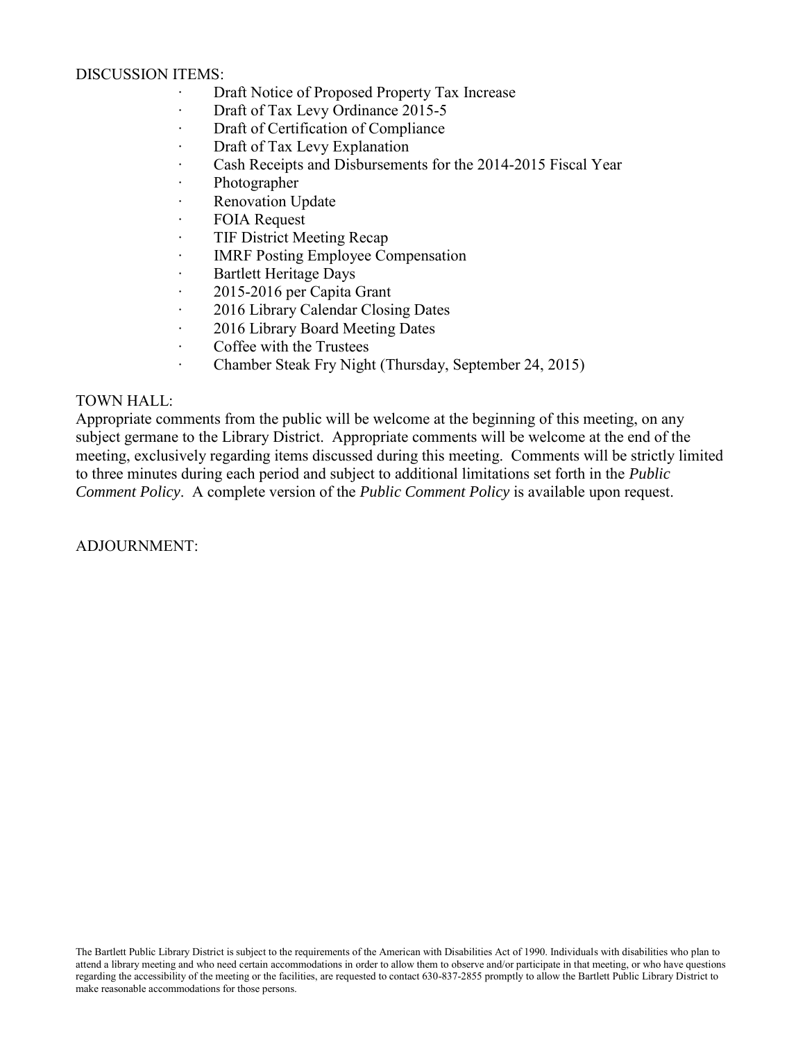DISCUSSION ITEMS:

- Draft Notice of Proposed Property Tax Increase
- Draft of Tax Levy Ordinance 2015-5
- Draft of Certification of Compliance
- Draft of Tax Levy Explanation
- Cash Receipts and Disbursements for the 2014-2015 Fiscal Year
- Photographer
- Renovation Update
- FOIA Request
- TIF District Meeting Recap
- IMRF Posting Employee Compensation
- Bartlett Heritage Days
- 2015-2016 per Capita Grant
- 2016 Library Calendar Closing Dates
- 2016 Library Board Meeting Dates
- Coffee with the Trustees
- Chamber Steak Fry Night (Thursday, September 24, 2015)

TOWN HALL:

Appropriate comments from the public will be welcome at the beginning of this meeting, on any subject germane to the Library District. Appropriate comments will be welcome at the end of the meeting, exclusively regarding items discussed during this meeting. Comments will be strictly limited to three minutes during each period and subject to additional limitations set forth in the *Public Comment Policy*. A complete version of the *Public Comment Policy* is available upon request.

ADJOURNMENT:

The Bartlett Public Library District is subject to the requirements of the American with Disabilities Act of 1990. Individuals with disabilities who plan to attend a library meeting and who need certain accommodations in order to allow them to observe and/or participate in that meeting, or who have questions regarding the accessibility of the meeting or the facilities, are requested to contact 630-837-2855 promptly to allow the Bartlett Public Library District to make reasonable accommodations for those persons.